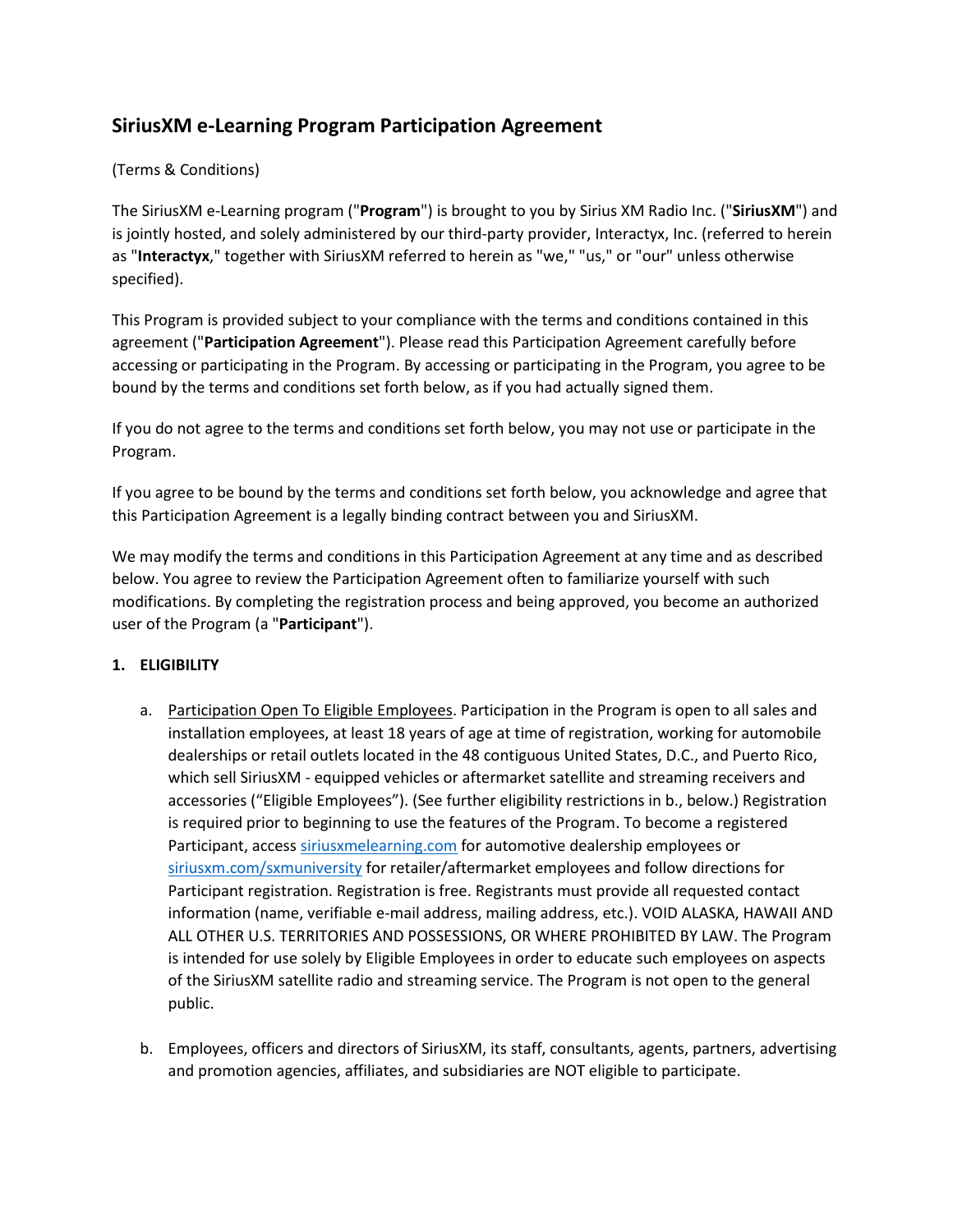# SiriusXM e-Learning Program Participation Agreement

(Terms & Conditions)

The SiriusXM e-Learning program ("**Program**") is brought to you by Sirius XM Radio Inc. ("**SiriusXM**") and is jointly hosted, and solely administered by our third-party provider, Interactyx, Inc. (referred to herein as "**Interactyx**," together with SiriusXM referred to herein as "we," "us," or "our" unless otherwise specified).

This Program is provided subject to your compliance with the terms and conditions contained in this agreement ("**Participation Agreement**"). Please read this Participation Agreement carefully before accessing or participating in the Program. By accessing or participating in the Program, you agree to be bound by the terms and conditions set forth below, as if you had actually signed them.

If you do not agree to the terms and conditions set forth below, you may not use or participate in the Program.

If you agree to be bound by the terms and conditions set forth below, you acknowledge and agree that this Participation Agreement is a legally binding contract between you and SiriusXM.

We may modify the terms and conditions in this Participation Agreement at any time and as described below. You agree to review the Participation Agreement often to familiarize yourself with such modifications. By completing the registration process and being approved, you become an authorized user of the Program (a "**Participant**").

**1. ELIGIBILITY**

a. Participation Open To Eligible Employees. Participation in the Program is open to all sales and installation employees, at least 18 years of age at time of registration, working for automobile dealerships or retail outlets located in the 48 contiguous United States, D.C., and Puerto Rico, which sell SiriusXM - equipped vehicles or aftermarket satellite and streaming receivers and accessories ("Eligible Employees"). (See further eligibility restrictions in b., below.) Registration is required prior to beginning to use the features of the Program. To become a registered Participant, access [siriusxmelearning.com](siriusxmelearning.com) for automotive dealership employees or [siriusxm.com/sxmuniversity](siriusxm.com/sxmuniversity) for retailer/aftermarket employees and follow directions for Participant registration. Registration is free. Registrants must provide all requested contact information (name, verifiable e-mail address, mailing address, etc.). VOID ALASKA, HAWAII AND ALL OTHER U.S. TERRITORIES AND POSSESSIONS, OR WHERE PROHIBITED BY LAW. The Program is intended for use solely by Eligible Employees in order to educate such employees on aspects of the SiriusXM satellite radio and streaming service. The Program is not open to the general public.

b. Employees, officers and directors of SiriusXM, its staff, consultants, agents, partners, advertising and promotion agencies, affiliates, and subsidiaries are NOT eligible to participate.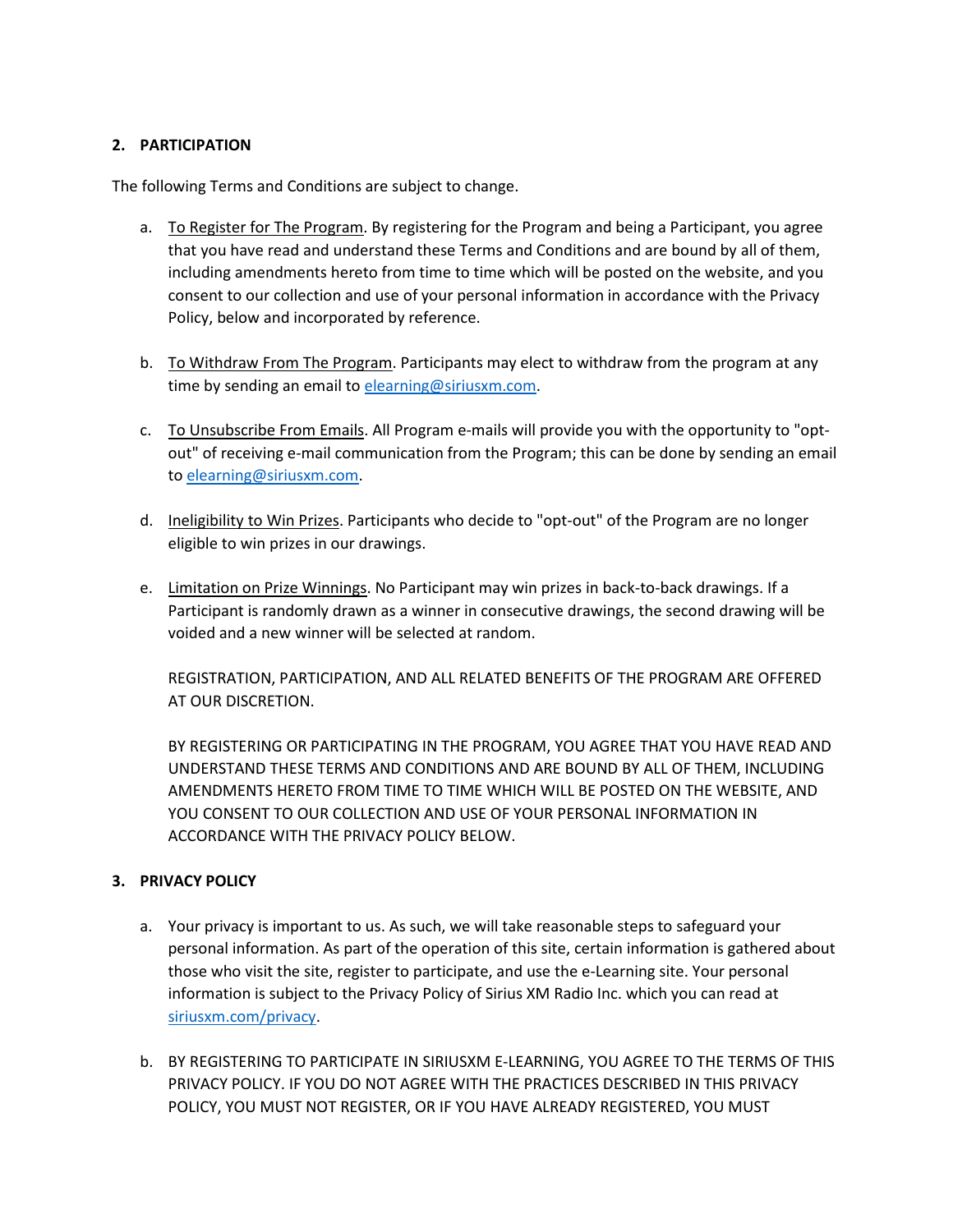## 2. PARTICIPATION

The following Terms and Conditions are subject to change.

a. To Register for The Program. By registering for the Program and being a Participant, you agree that you have read and understand these Terms and Conditions and are bound by all of them, including amendments hereto from time to time which will be posted on the website, and you consent to our collection and use of your personal information in accordance with the Privacy Policy, below and incorporated by reference.

b. To Withdraw From The Program. Participants may elect to withdraw from the program at any time by sending an email to elearning@siriusxm.com.

c. To Unsubscribe From Emails. All Program e-mails will provide you with the opportunity to "opt-out" of receiving e-mail communication from the Program; this can be done by sending an email to elearning@siriusxm.com.

d. Ineligibility to Win Prizes. Participants who decide to "opt-out" of the Program are no longer eligible to win prizes in our drawings.

e. Limitation on Prize Winnings. No Participant may win prizes in back-to-back drawings. If a Participant is randomly drawn as a winner in consecutive drawings, the second drawing will be voided and a new winner will be selected at random.

   REGISTRATION, PARTICIPATION, AND ALL RELATED BENEFITS OF THE PROGRAM ARE OFFERED AT OUR DISCRETION.

   BY REGISTERING OR PARTICIPATING IN THE PROGRAM, YOU AGREE THAT YOU HAVE READ AND UNDERSTAND THESE TERMS AND CONDITIONS AND ARE BOUND BY ALL OF THEM, INCLUDING AMENDMENTS HERETO FROM TIME TO TIME WHICH WILL BE POSTED ON THE WEBSITE, AND YOU CONSENT TO OUR COLLECTION AND USE OF YOUR PERSONAL INFORMATION IN ACCORDANCE WITH THE PRIVACY POLICY BELOW.

## 3. PRIVACY POLICY

a. Your privacy is important to us. As such, we will take reasonable steps to safeguard your personal information. As part of the operation of this site, certain information is gathered about those who visit the site, register to participate, and use the e-Learning site. Your personal information is subject to the Privacy Policy of Sirius XM Radio Inc. which you can read at siriusxm.com/privacy.

b. BY REGISTERING TO PARTICIPATE IN SIRIUSXM E-LEARNING, YOU AGREE TO THE TERMS OF THIS PRIVACY POLICY. IF YOU DO NOT AGREE WITH THE PRACTICES DESCRIBED IN THIS PRIVACY POLICY, YOU MUST NOT REGISTER, OR IF YOU HAVE ALREADY REGISTERED, YOU MUST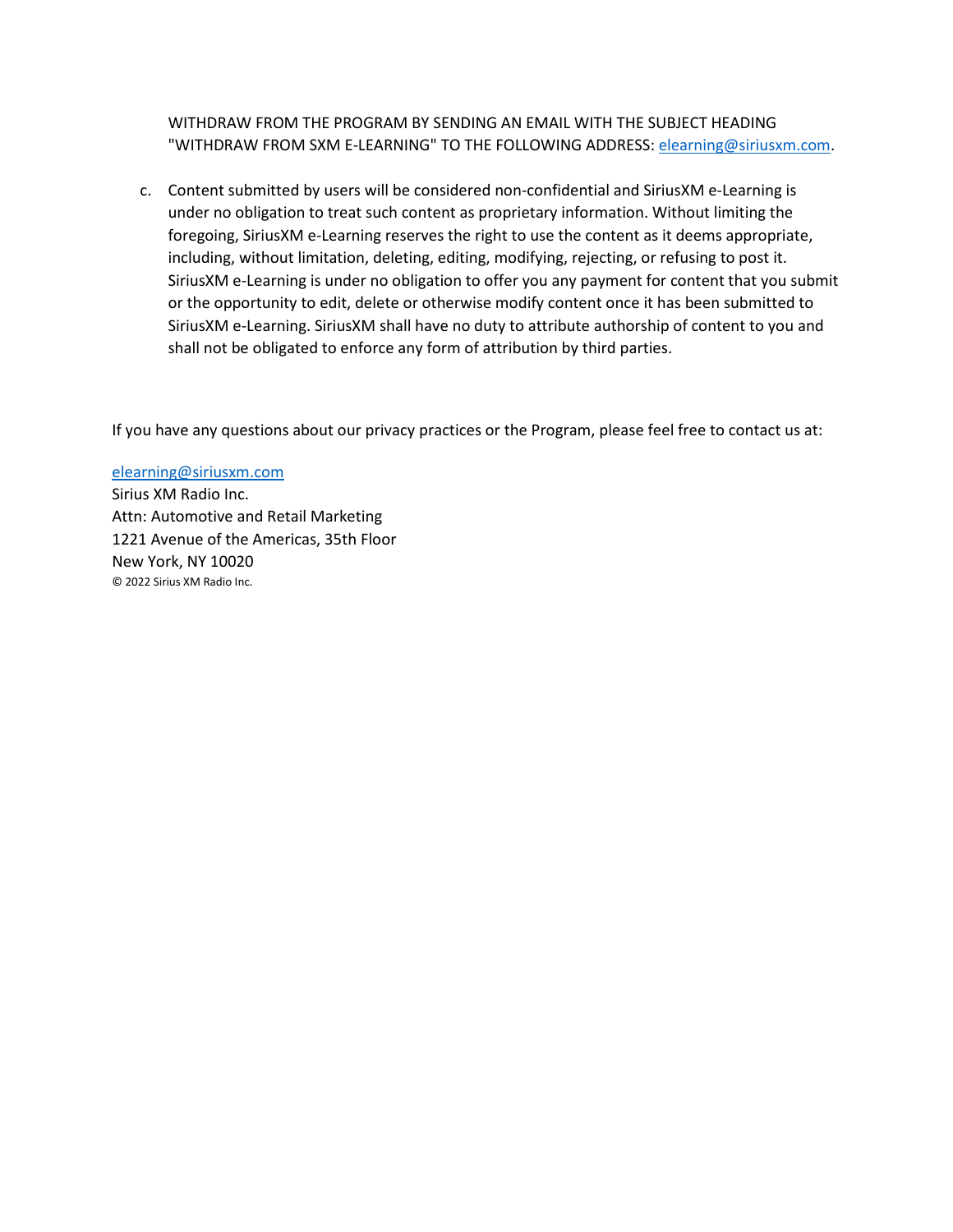WITHDRAW FROM THE PROGRAM BY SENDING AN EMAIL WITH THE SUBJECT HEADING "WITHDRAW FROM SXM E-LEARNING" TO THE FOLLOWING ADDRESS: elearning@siriusxm.com.

c. Content submitted by users will be considered non-confidential and SiriusXM e-Learning is under no obligation to treat such content as proprietary information. Without limiting the foregoing, SiriusXM e-Learning reserves the right to use the content as it deems appropriate, including, without limitation, deleting, editing, modifying, rejecting, or refusing to post it. SiriusXM e-Learning is under no obligation to offer you any payment for content that you submit or the opportunity to edit, delete or otherwise modify content once it has been submitted to SiriusXM e-Learning. SiriusXM shall have no duty to attribute authorship of content to you and shall not be obligated to enforce any form of attribution by third parties.

If you have any questions about our privacy practices or the Program, please feel free to contact us at:

elearning@siriusxm.com
Sirius XM Radio Inc.
Attn: Automotive and Retail Marketing
1221 Avenue of the Americas, 35th Floor
New York, NY 10020
© 2022 Sirius XM Radio Inc.